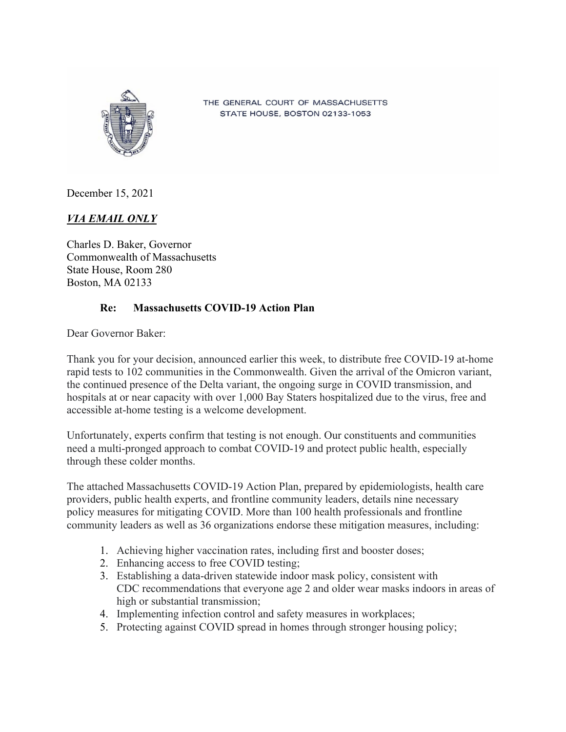THE GENERAL COURT OF MASSACHUSETTS
STATE HOUSE, BOSTON 02133-1053

December 15, 2021

***VIA EMAIL ONLY***

Charles D. Baker, Governor
Commonwealth of Massachusetts
State House, Room 280
Boston, MA 02133

**Re: Massachusetts COVID-19 Action Plan**

Dear Governor Baker:

Thank you for your decision, announced earlier this week, to distribute free COVID-19 at-home rapid tests to 102 communities in the Commonwealth. Given the arrival of the Omicron variant, the continued presence of the Delta variant, the ongoing surge in COVID transmission, and hospitals at or near capacity with over 1,000 Bay Staters hospitalized due to the virus, free and accessible at-home testing is a welcome development.

Unfortunately, experts confirm that testing is not enough. Our constituents and communities need a multi-pronged approach to combat COVID-19 and protect public health, especially through these colder months.

The attached Massachusetts COVID-19 Action Plan, prepared by epidemiologists, health care providers, public health experts, and frontline community leaders, details nine necessary policy measures for mitigating COVID. More than 100 health professionals and frontline community leaders as well as 36 organizations endorse these mitigation measures, including:

1. Achieving higher vaccination rates, including first and booster doses;
2. Enhancing access to free COVID testing;
3. Establishing a data-driven statewide indoor mask policy, consistent with CDC recommendations that everyone age 2 and older wear masks indoors in areas of high or substantial transmission;
4. Implementing infection control and safety measures in workplaces;
5. Protecting against COVID spread in homes through stronger housing policy;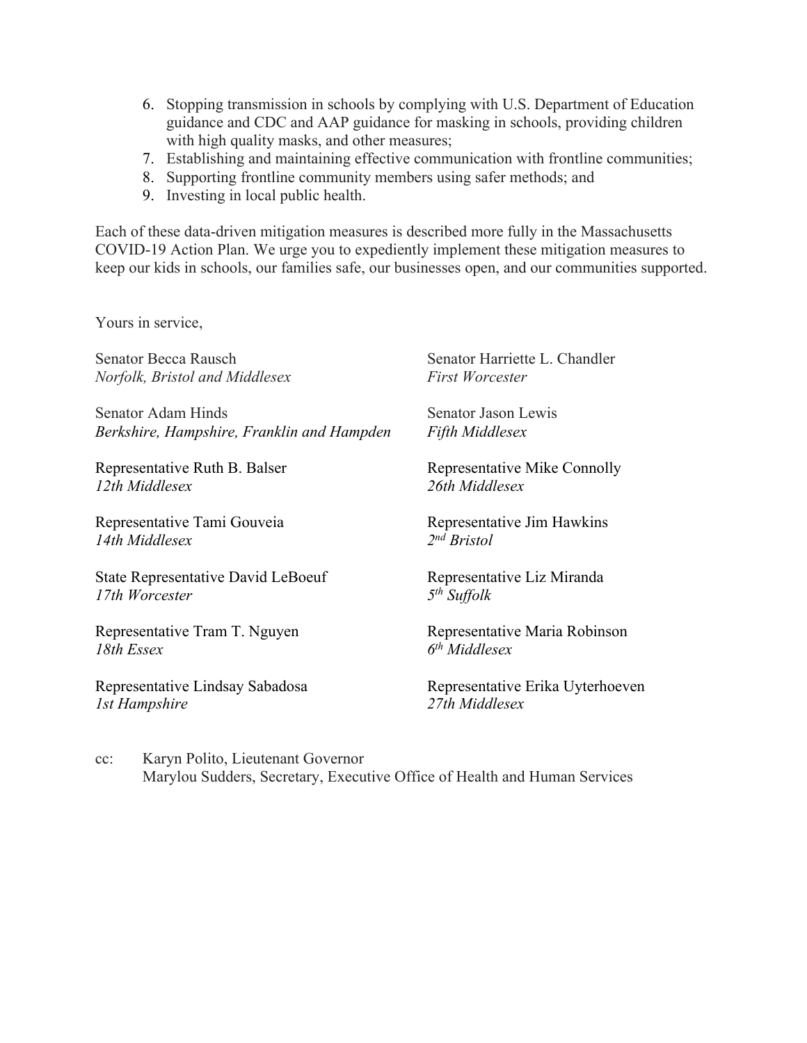6. Stopping transmission in schools by complying with U.S. Department of Education guidance and CDC and AAP guidance for masking in schools, providing children with high quality masks, and other measures;
7. Establishing and maintaining effective communication with frontline communities;
8. Supporting frontline community members using safer methods; and
9. Investing in local public health.

Each of these data-driven mitigation measures is described more fully in the Massachusetts COVID-19 Action Plan. We urge you to expediently implement these mitigation measures to keep our kids in schools, our families safe, our businesses open, and our communities supported.

Yours in service,

Senator Becca Rausch
*Norfolk, Bristol and Middlesex*

Senator Harriette L. Chandler
*First Worcester*

Senator Adam Hinds
*Berkshire, Hampshire, Franklin and Hampden*

Senator Jason Lewis
*Fifth Middlesex*

Representative Ruth B. Balser
*12th Middlesex*

Representative Mike Connolly
*26th Middlesex*

Representative Tami Gouveia
*14th Middlesex*

Representative Jim Hawkins
*2nd Bristol*

State Representative David LeBoeuf
*17th Worcester*

Representative Liz Miranda
*5th Suffolk*

Representative Tram T. Nguyen
*18th Essex*

Representative Maria Robinson
*6th Middlesex*

Representative Lindsay Sabadosa
*1st Hampshire*

Representative Erika Uyterhoeven
*27th Middlesex*

cc: Karyn Polito, Lieutenant Governor
Marylou Sudders, Secretary, Executive Office of Health and Human Services